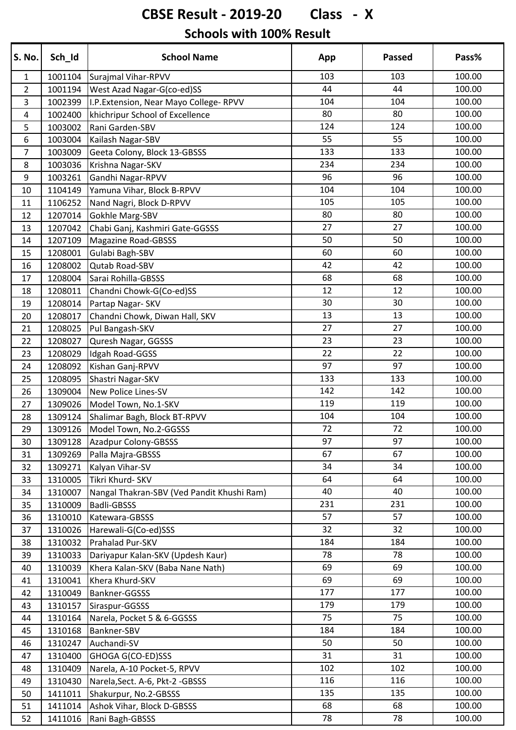# CBSE Result - 2019-20 Class - X

## Schools with 100% Result

| S. No. | Sch_Id | School Name | App | Passed | Pass% |
|---|---|---|---|---|---|
| 1 | 1001104 | Surajmal Vihar-RPVV | 103 | 103 | 100.00 |
| 2 | 1001194 | West Azad Nagar-G(co-ed)SS | 44 | 44 | 100.00 |
| 3 | 1002399 | I.P.Extension, Near Mayo College- RPVV | 104 | 104 | 100.00 |
| 4 | 1002400 | khichripur School of Excellence | 80 | 80 | 100.00 |
| 5 | 1003002 | Rani Garden-SBV | 124 | 124 | 100.00 |
| 6 | 1003004 | Kailash Nagar-SBV | 55 | 55 | 100.00 |
| 7 | 1003009 | Geeta Colony, Block 13-GBSSS | 133 | 133 | 100.00 |
| 8 | 1003036 | Krishna Nagar-SKV | 234 | 234 | 100.00 |
| 9 | 1003261 | Gandhi Nagar-RPVV | 96 | 96 | 100.00 |
| 10 | 1104149 | Yamuna Vihar, Block B-RPVV | 104 | 104 | 100.00 |
| 11 | 1106252 | Nand Nagri, Block D-RPVV | 105 | 105 | 100.00 |
| 12 | 1207014 | Gokhle Marg-SBV | 80 | 80 | 100.00 |
| 13 | 1207042 | Chabi Ganj, Kashmiri Gate-GGSSS | 27 | 27 | 100.00 |
| 14 | 1207109 | Magazine Road-GBSSS | 50 | 50 | 100.00 |
| 15 | 1208001 | Gulabi Bagh-SBV | 60 | 60 | 100.00 |
| 16 | 1208002 | Qutab Road-SBV | 42 | 42 | 100.00 |
| 17 | 1208004 | Sarai Rohilla-GBSSS | 68 | 68 | 100.00 |
| 18 | 1208011 | Chandni Chowk-G(Co-ed)SS | 12 | 12 | 100.00 |
| 19 | 1208014 | Partap Nagar- SKV | 30 | 30 | 100.00 |
| 20 | 1208017 | Chandni Chowk, Diwan Hall, SKV | 13 | 13 | 100.00 |
| 21 | 1208025 | Pul Bangash-SKV | 27 | 27 | 100.00 |
| 22 | 1208027 | Quresh Nagar, GGSSS | 23 | 23 | 100.00 |
| 23 | 1208029 | Idgah Road-GGSS | 22 | 22 | 100.00 |
| 24 | 1208092 | Kishan Ganj-RPVV | 97 | 97 | 100.00 |
| 25 | 1208095 | Shastri Nagar-SKV | 133 | 133 | 100.00 |
| 26 | 1309004 | New Police Lines-SV | 142 | 142 | 100.00 |
| 27 | 1309026 | Model Town, No.1-SKV | 119 | 119 | 100.00 |
| 28 | 1309124 | Shalimar Bagh, Block BT-RPVV | 104 | 104 | 100.00 |
| 29 | 1309126 | Model Town, No.2-GGSSS | 72 | 72 | 100.00 |
| 30 | 1309128 | Azadpur Colony-GBSSS | 97 | 97 | 100.00 |
| 31 | 1309269 | Palla Majra-GBSSS | 67 | 67 | 100.00 |
| 32 | 1309271 | Kalyan Vihar-SV | 34 | 34 | 100.00 |
| 33 | 1310005 | Tikri Khurd- SKV | 64 | 64 | 100.00 |
| 34 | 1310007 | Nangal Thakran-SBV (Ved Pandit Khushi Ram) | 40 | 40 | 100.00 |
| 35 | 1310009 | Badli-GBSSS | 231 | 231 | 100.00 |
| 36 | 1310010 | Katewara-GBSSS | 57 | 57 | 100.00 |
| 37 | 1310026 | Harewali-G(Co-ed)SSS | 32 | 32 | 100.00 |
| 38 | 1310032 | Prahalad Pur-SKV | 184 | 184 | 100.00 |
| 39 | 1310033 | Dariyapur Kalan-SKV (Updesh Kaur) | 78 | 78 | 100.00 |
| 40 | 1310039 | Khera Kalan-SKV (Baba Nane Nath) | 69 | 69 | 100.00 |
| 41 | 1310041 | Khera Khurd-SKV | 69 | 69 | 100.00 |
| 42 | 1310049 | Bankner-GGSSS | 177 | 177 | 100.00 |
| 43 | 1310157 | Siraspur-GGSSS | 179 | 179 | 100.00 |
| 44 | 1310164 | Narela, Pocket 5 & 6-GGSSS | 75 | 75 | 100.00 |
| 45 | 1310168 | Bankner-SBV | 184 | 184 | 100.00 |
| 46 | 1310247 | Auchandi-SV | 50 | 50 | 100.00 |
| 47 | 1310400 | GHOGA G(CO-ED)SSS | 31 | 31 | 100.00 |
| 48 | 1310409 | Narela, A-10 Pocket-5, RPVV | 102 | 102 | 100.00 |
| 49 | 1310430 | Narela,Sect. A-6, Pkt-2 -GBSSS | 116 | 116 | 100.00 |
| 50 | 1411011 | Shakurpur, No.2-GBSSS | 135 | 135 | 100.00 |
| 51 | 1411014 | Ashok Vihar, Block D-GBSSS | 68 | 68 | 100.00 |
| 52 | 1411016 | Rani Bagh-GBSSS | 78 | 78 | 100.00 |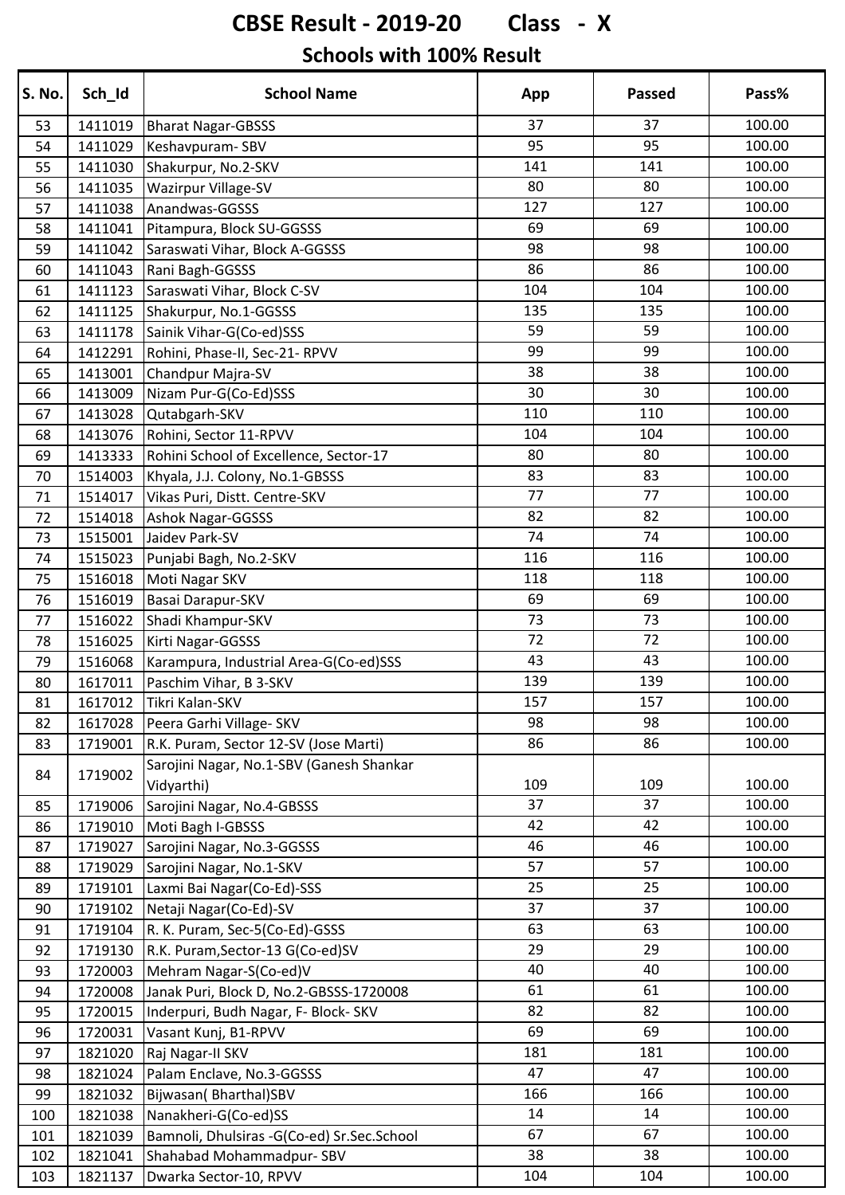# CBSE Result - 2019-20 Class - X

## Schools with 100% Result

| S. No. | Sch_Id | School Name | App | Passed | Pass% |
|---|---|---|---|---|---|
| 53 | 1411019 | Bharat Nagar-GBSSS | 37 | 37 | 100.00 |
| 54 | 1411029 | Keshavpuram- SBV | 95 | 95 | 100.00 |
| 55 | 1411030 | Shakurpur, No.2-SKV | 141 | 141 | 100.00 |
| 56 | 1411035 | Wazirpur Village-SV | 80 | 80 | 100.00 |
| 57 | 1411038 | Anandwas-GGSSS | 127 | 127 | 100.00 |
| 58 | 1411041 | Pitampura, Block SU-GGSSS | 69 | 69 | 100.00 |
| 59 | 1411042 | Saraswati Vihar, Block A-GGSSS | 98 | 98 | 100.00 |
| 60 | 1411043 | Rani Bagh-GGSSS | 86 | 86 | 100.00 |
| 61 | 1411123 | Saraswati Vihar, Block C-SV | 104 | 104 | 100.00 |
| 62 | 1411125 | Shakurpur, No.1-GGSSS | 135 | 135 | 100.00 |
| 63 | 1411178 | Sainik Vihar-G(Co-ed)SSS | 59 | 59 | 100.00 |
| 64 | 1412291 | Rohini, Phase-II, Sec-21- RPVV | 99 | 99 | 100.00 |
| 65 | 1413001 | Chandpur Majra-SV | 38 | 38 | 100.00 |
| 66 | 1413009 | Nizam Pur-G(Co-Ed)SSS | 30 | 30 | 100.00 |
| 67 | 1413028 | Qutabgarh-SKV | 110 | 110 | 100.00 |
| 68 | 1413076 | Rohini, Sector 11-RPVV | 104 | 104 | 100.00 |
| 69 | 1413333 | Rohini School of Excellence, Sector-17 | 80 | 80 | 100.00 |
| 70 | 1514003 | Khyala, J.J. Colony, No.1-GBSSS | 83 | 83 | 100.00 |
| 71 | 1514017 | Vikas Puri, Distt. Centre-SKV | 77 | 77 | 100.00 |
| 72 | 1514018 | Ashok Nagar-GGSSS | 82 | 82 | 100.00 |
| 73 | 1515001 | Jaidev Park-SV | 74 | 74 | 100.00 |
| 74 | 1515023 | Punjabi Bagh, No.2-SKV | 116 | 116 | 100.00 |
| 75 | 1516018 | Moti Nagar SKV | 118 | 118 | 100.00 |
| 76 | 1516019 | Basai Darapur-SKV | 69 | 69 | 100.00 |
| 77 | 1516022 | Shadi Khampur-SKV | 73 | 73 | 100.00 |
| 78 | 1516025 | Kirti Nagar-GGSSS | 72 | 72 | 100.00 |
| 79 | 1516068 | Karampura, Industrial Area-G(Co-ed)SSS | 43 | 43 | 100.00 |
| 80 | 1617011 | Paschim Vihar, B 3-SKV | 139 | 139 | 100.00 |
| 81 | 1617012 | Tikri Kalan-SKV | 157 | 157 | 100.00 |
| 82 | 1617028 | Peera Garhi Village- SKV | 98 | 98 | 100.00 |
| 83 | 1719001 | R.K. Puram, Sector 12-SV (Jose Marti) | 86 | 86 | 100.00 |
| 84 | 1719002 | Sarojini Nagar, No.1-SBV (Ganesh Shankar Vidyarthi) | 109 | 109 | 100.00 |
| 85 | 1719006 | Sarojini Nagar, No.4-GBSSS | 37 | 37 | 100.00 |
| 86 | 1719010 | Moti Bagh I-GBSSS | 42 | 42 | 100.00 |
| 87 | 1719027 | Sarojini Nagar, No.3-GGSSS | 46 | 46 | 100.00 |
| 88 | 1719029 | Sarojini Nagar, No.1-SKV | 57 | 57 | 100.00 |
| 89 | 1719101 | Laxmi Bai Nagar(Co-Ed)-SSS | 25 | 25 | 100.00 |
| 90 | 1719102 | Netaji Nagar(Co-Ed)-SV | 37 | 37 | 100.00 |
| 91 | 1719104 | R. K. Puram, Sec-5(Co-Ed)-GSSS | 63 | 63 | 100.00 |
| 92 | 1719130 | R.K. Puram,Sector-13 G(Co-ed)SV | 29 | 29 | 100.00 |
| 93 | 1720003 | Mehram Nagar-S(Co-ed)V | 40 | 40 | 100.00 |
| 94 | 1720008 | Janak Puri, Block D, No.2-GBSSS-1720008 | 61 | 61 | 100.00 |
| 95 | 1720015 | Inderpuri, Budh Nagar, F- Block- SKV | 82 | 82 | 100.00 |
| 96 | 1720031 | Vasant Kunj, B1-RPVV | 69 | 69 | 100.00 |
| 97 | 1821020 | Raj Nagar-II SKV | 181 | 181 | 100.00 |
| 98 | 1821024 | Palam Enclave, No.3-GGSSS | 47 | 47 | 100.00 |
| 99 | 1821032 | Bijwasan( Bharthal)SBV | 166 | 166 | 100.00 |
| 100 | 1821038 | Nanakheri-G(Co-ed)SS | 14 | 14 | 100.00 |
| 101 | 1821039 | Bamnoli, Dhulsiras -G(Co-ed) Sr.Sec.School | 67 | 67 | 100.00 |
| 102 | 1821041 | Shahabad Mohammadpur- SBV | 38 | 38 | 100.00 |
| 103 | 1821137 | Dwarka Sector-10, RPVV | 104 | 104 | 100.00 |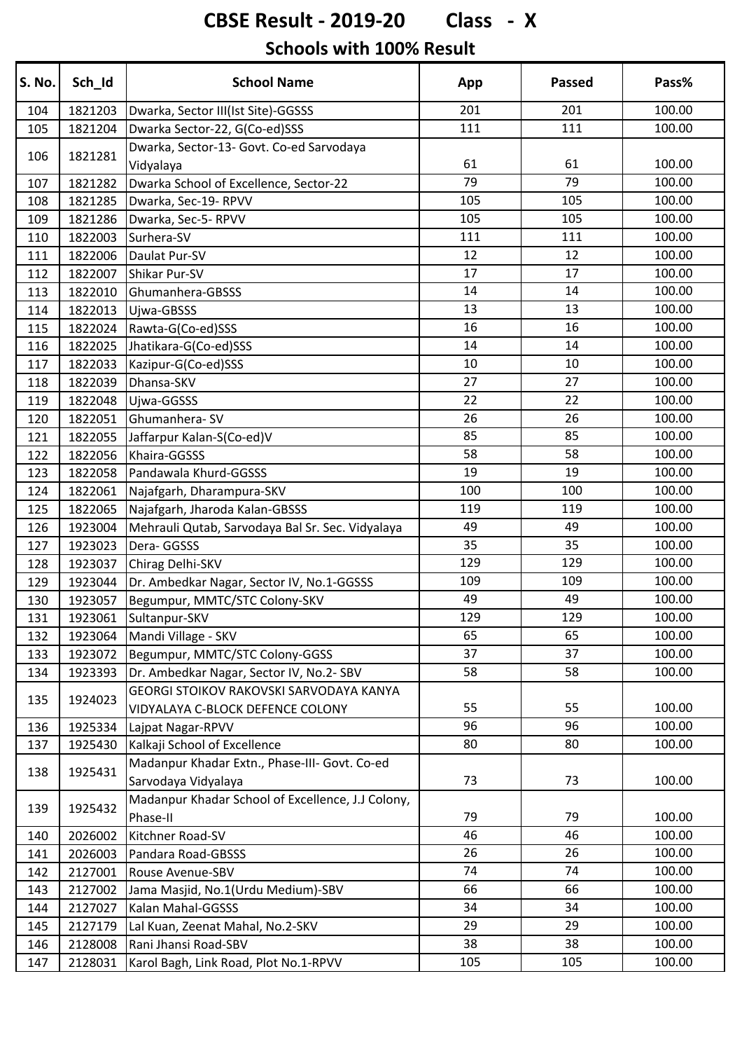# CBSE Result - 2019-20 Class - X

## Schools with 100% Result

| S. No. | Sch_Id | School Name | App | Passed | Pass% |
|---|---|---|---|---|---|
| 104 | 1821203 | Dwarka, Sector III(Ist Site)-GGSSS | 201 | 201 | 100.00 |
| 105 | 1821204 | Dwarka Sector-22, G(Co-ed)SSS | 111 | 111 | 100.00 |
| 106 | 1821281 | Dwarka, Sector-13- Govt. Co-ed Sarvodaya Vidyalaya | 61 | 61 | 100.00 |
| 107 | 1821282 | Dwarka School of Excellence, Sector-22 | 79 | 79 | 100.00 |
| 108 | 1821285 | Dwarka, Sec-19- RPVV | 105 | 105 | 100.00 |
| 109 | 1821286 | Dwarka, Sec-5- RPVV | 105 | 105 | 100.00 |
| 110 | 1822003 | Surhera-SV | 111 | 111 | 100.00 |
| 111 | 1822006 | Daulat Pur-SV | 12 | 12 | 100.00 |
| 112 | 1822007 | Shikar Pur-SV | 17 | 17 | 100.00 |
| 113 | 1822010 | Ghumanhera-GBSSS | 14 | 14 | 100.00 |
| 114 | 1822013 | Ujwa-GBSSS | 13 | 13 | 100.00 |
| 115 | 1822024 | Rawta-G(Co-ed)SSS | 16 | 16 | 100.00 |
| 116 | 1822025 | Jhatikara-G(Co-ed)SSS | 14 | 14 | 100.00 |
| 117 | 1822033 | Kazipur-G(Co-ed)SSS | 10 | 10 | 100.00 |
| 118 | 1822039 | Dhansa-SKV | 27 | 27 | 100.00 |
| 119 | 1822048 | Ujwa-GGSSS | 22 | 22 | 100.00 |
| 120 | 1822051 | Ghumanhera- SV | 26 | 26 | 100.00 |
| 121 | 1822055 | Jaffarpur Kalan-S(Co-ed)V | 85 | 85 | 100.00 |
| 122 | 1822056 | Khaira-GGSSS | 58 | 58 | 100.00 |
| 123 | 1822058 | Pandawala Khurd-GGSSS | 19 | 19 | 100.00 |
| 124 | 1822061 | Najafgarh, Dharampura-SKV | 100 | 100 | 100.00 |
| 125 | 1822065 | Najafgarh, Jharoda Kalan-GBSSS | 119 | 119 | 100.00 |
| 126 | 1923004 | Mehrauli Qutab, Sarvodaya Bal Sr. Sec. Vidyalaya | 49 | 49 | 100.00 |
| 127 | 1923023 | Dera- GGSSS | 35 | 35 | 100.00 |
| 128 | 1923037 | Chirag Delhi-SKV | 129 | 129 | 100.00 |
| 129 | 1923044 | Dr. Ambedkar Nagar, Sector IV, No.1-GGSSS | 109 | 109 | 100.00 |
| 130 | 1923057 | Begumpur, MMTC/STC Colony-SKV | 49 | 49 | 100.00 |
| 131 | 1923061 | Sultanpur-SKV | 129 | 129 | 100.00 |
| 132 | 1923064 | Mandi Village - SKV | 65 | 65 | 100.00 |
| 133 | 1923072 | Begumpur, MMTC/STC Colony-GGSS | 37 | 37 | 100.00 |
| 134 | 1923393 | Dr. Ambedkar Nagar, Sector IV, No.2- SBV | 58 | 58 | 100.00 |
| 135 | 1924023 | GEORGI STOIKOV RAKOVSKI SARVODAYA KANYA VIDYALAYA C-BLOCK DEFENCE COLONY | 55 | 55 | 100.00 |
| 136 | 1925334 | Lajpat Nagar-RPVV | 96 | 96 | 100.00 |
| 137 | 1925430 | Kalkaji School of Excellence | 80 | 80 | 100.00 |
| 138 | 1925431 | Madanpur Khadar Extn., Phase-III- Govt. Co-ed Sarvodaya Vidyalaya | 73 | 73 | 100.00 |
| 139 | 1925432 | Madanpur Khadar School of Excellence, J.J Colony, Phase-II | 79 | 79 | 100.00 |
| 140 | 2026002 | Kitchner Road-SV | 46 | 46 | 100.00 |
| 141 | 2026003 | Pandara Road-GBSSS | 26 | 26 | 100.00 |
| 142 | 2127001 | Rouse Avenue-SBV | 74 | 74 | 100.00 |
| 143 | 2127002 | Jama Masjid, No.1(Urdu Medium)-SBV | 66 | 66 | 100.00 |
| 144 | 2127027 | Kalan Mahal-GGSSS | 34 | 34 | 100.00 |
| 145 | 2127179 | Lal Kuan, Zeenat Mahal, No.2-SKV | 29 | 29 | 100.00 |
| 146 | 2128008 | Rani Jhansi Road-SBV | 38 | 38 | 100.00 |
| 147 | 2128031 | Karol Bagh, Link Road, Plot No.1-RPVV | 105 | 105 | 100.00 |